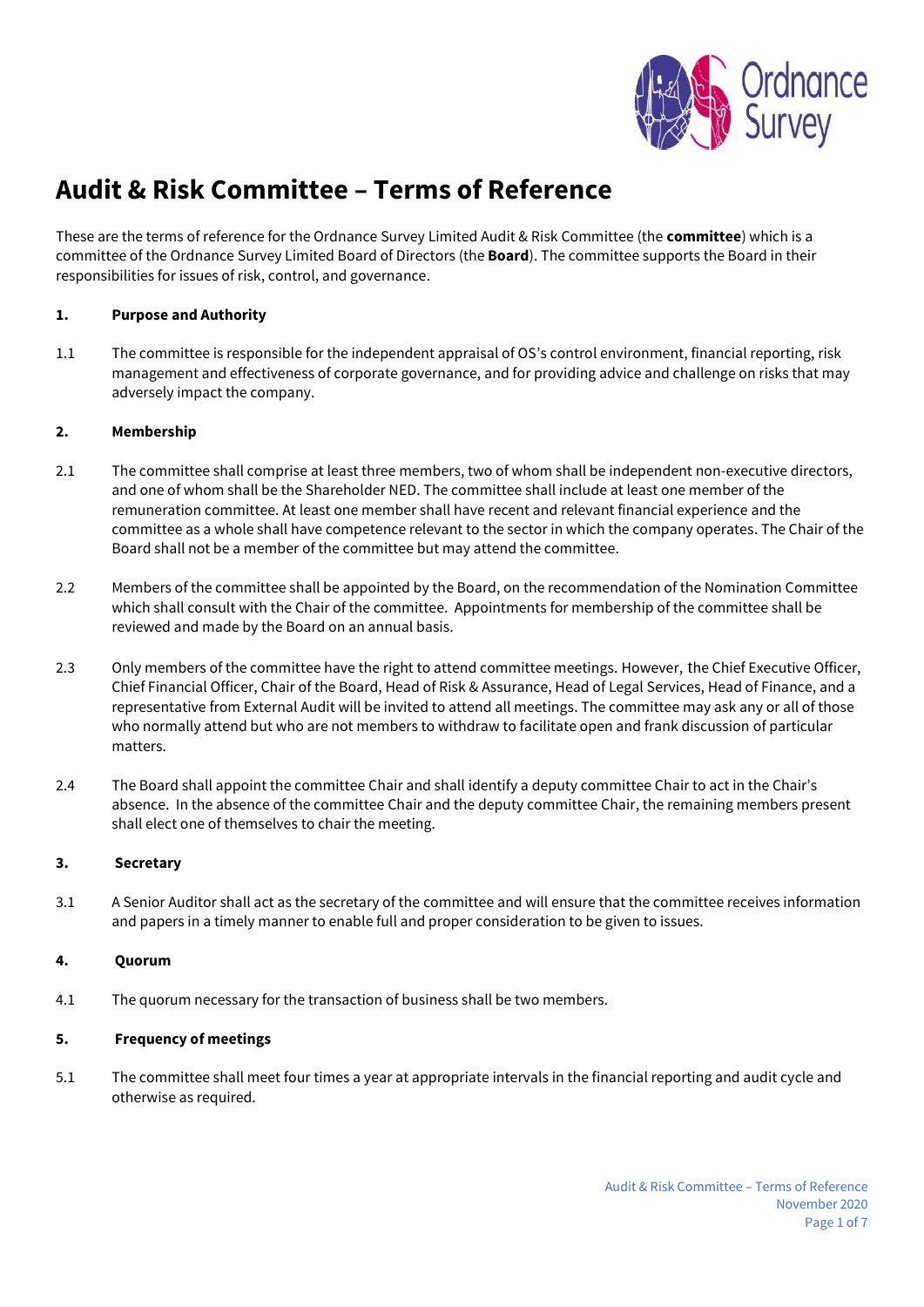# Audit & Risk Committee – Terms of Reference

These are the terms of reference for the Ordnance Survey Limited Audit & Risk Committee (the **committee**) which is a committee of the Ordnance Survey Limited Board of Directors (the **Board**). The committee supports the Board in their responsibilities for issues of risk, control, and governance.

## 1. Purpose and Authority

1.1 The committee is responsible for the independent appraisal of OS's control environment, financial reporting, risk management and effectiveness of corporate governance, and for providing advice and challenge on risks that may adversely impact the company.

## 2. Membership

2.1 The committee shall comprise at least three members, two of whom shall be independent non-executive directors, and one of whom shall be the Shareholder NED. The committee shall include at least one member of the remuneration committee. At least one member shall have recent and relevant financial experience and the committee as a whole shall have competence relevant to the sector in which the company operates. The Chair of the Board shall not be a member of the committee but may attend the committee.

2.2 Members of the committee shall be appointed by the Board, on the recommendation of the Nomination Committee which shall consult with the Chair of the committee. Appointments for membership of the committee shall be reviewed and made by the Board on an annual basis.

2.3 Only members of the committee have the right to attend committee meetings. However, the Chief Executive Officer, Chief Financial Officer, Chair of the Board, Head of Risk & Assurance, Head of Legal Services, Head of Finance, and a representative from External Audit will be invited to attend all meetings. The committee may ask any or all of those who normally attend but who are not members to withdraw to facilitate open and frank discussion of particular matters.

2.4 The Board shall appoint the committee Chair and shall identify a deputy committee Chair to act in the Chair's absence. In the absence of the committee Chair and the deputy committee Chair, the remaining members present shall elect one of themselves to chair the meeting.

## 3. Secretary

3.1 A Senior Auditor shall act as the secretary of the committee and will ensure that the committee receives information and papers in a timely manner to enable full and proper consideration to be given to issues.

## 4. Quorum

4.1 The quorum necessary for the transaction of business shall be two members.

## 5. Frequency of meetings

5.1 The committee shall meet four times a year at appropriate intervals in the financial reporting and audit cycle and otherwise as required.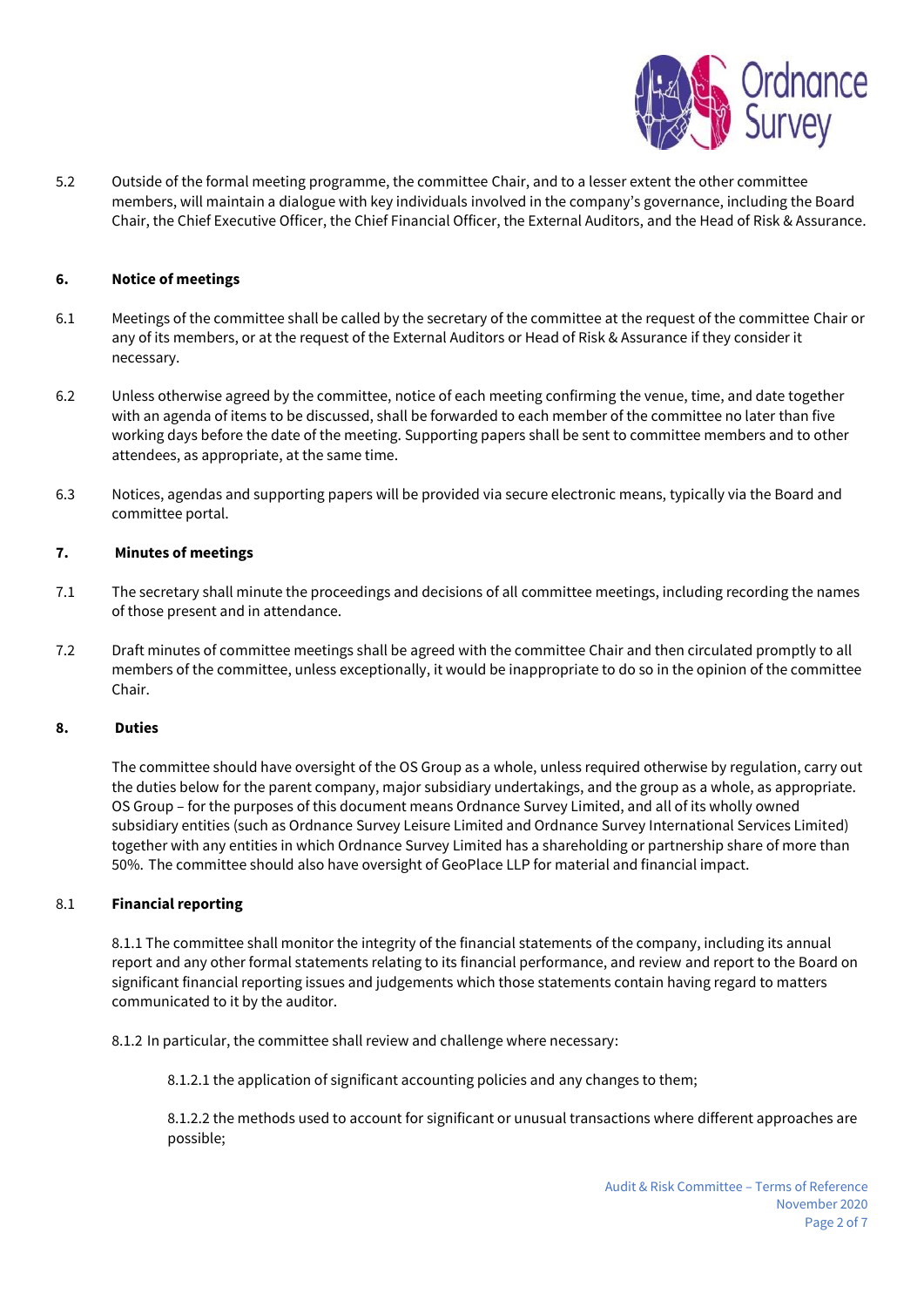5.2 Outside of the formal meeting programme, the committee Chair, and to a lesser extent the other committee members, will maintain a dialogue with key individuals involved in the company's governance, including the Board Chair, the Chief Executive Officer, the Chief Financial Officer, the External Auditors, and the Head of Risk & Assurance.

## 6. Notice of meetings

6.1 Meetings of the committee shall be called by the secretary of the committee at the request of the committee Chair or any of its members, or at the request of the External Auditors or Head of Risk & Assurance if they consider it necessary.

6.2 Unless otherwise agreed by the committee, notice of each meeting confirming the venue, time, and date together with an agenda of items to be discussed, shall be forwarded to each member of the committee no later than five working days before the date of the meeting. Supporting papers shall be sent to committee members and to other attendees, as appropriate, at the same time.

6.3 Notices, agendas and supporting papers will be provided via secure electronic means, typically via the Board and committee portal.

## 7. Minutes of meetings

7.1 The secretary shall minute the proceedings and decisions of all committee meetings, including recording the names of those present and in attendance.

7.2 Draft minutes of committee meetings shall be agreed with the committee Chair and then circulated promptly to all members of the committee, unless exceptionally, it would be inappropriate to do so in the opinion of the committee Chair.

## 8. Duties

The committee should have oversight of the OS Group as a whole, unless required otherwise by regulation, carry out the duties below for the parent company, major subsidiary undertakings, and the group as a whole, as appropriate. OS Group – for the purposes of this document means Ordnance Survey Limited, and all of its wholly owned subsidiary entities (such as Ordnance Survey Leisure Limited and Ordnance Survey International Services Limited) together with any entities in which Ordnance Survey Limited has a shareholding or partnership share of more than 50%. The committee should also have oversight of GeoPlace LLP for material and financial impact.

### 8.1 Financial reporting

8.1.1 The committee shall monitor the integrity of the financial statements of the company, including its annual report and any other formal statements relating to its financial performance, and review and report to the Board on significant financial reporting issues and judgements which those statements contain having regard to matters communicated to it by the auditor.

8.1.2 In particular, the committee shall review and challenge where necessary:

8.1.2.1 the application of significant accounting policies and any changes to them;

8.1.2.2 the methods used to account for significant or unusual transactions where different approaches are possible;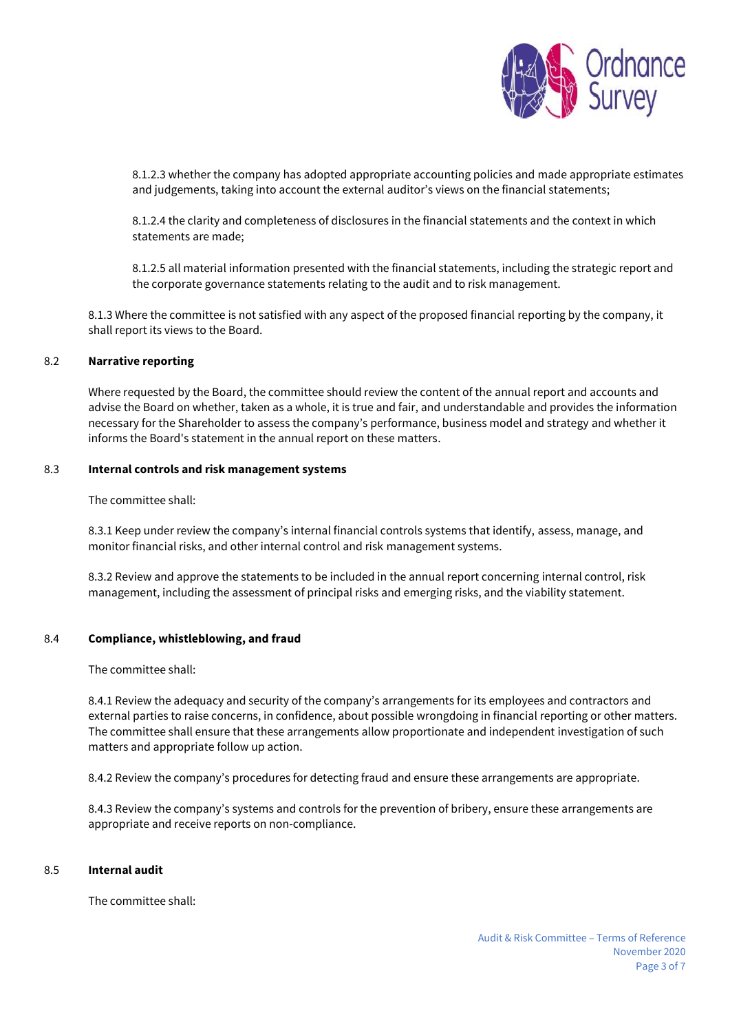8.1.2.3 whether the company has adopted appropriate accounting policies and made appropriate estimates and judgements, taking into account the external auditor's views on the financial statements;

8.1.2.4 the clarity and completeness of disclosures in the financial statements and the context in which statements are made;

8.1.2.5 all material information presented with the financial statements, including the strategic report and the corporate governance statements relating to the audit and to risk management.

8.1.3 Where the committee is not satisfied with any aspect of the proposed financial reporting by the company, it shall report its views to the Board.

### 8.2 Narrative reporting

Where requested by the Board, the committee should review the content of the annual report and accounts and advise the Board on whether, taken as a whole, it is true and fair, and understandable and provides the information necessary for the Shareholder to assess the company's performance, business model and strategy and whether it informs the Board's statement in the annual report on these matters.

### 8.3 Internal controls and risk management systems

The committee shall:

8.3.1 Keep under review the company's internal financial controls systems that identify, assess, manage, and monitor financial risks, and other internal control and risk management systems.

8.3.2 Review and approve the statements to be included in the annual report concerning internal control, risk management, including the assessment of principal risks and emerging risks, and the viability statement.

### 8.4 Compliance, whistleblowing, and fraud

The committee shall:

8.4.1 Review the adequacy and security of the company's arrangements for its employees and contractors and external parties to raise concerns, in confidence, about possible wrongdoing in financial reporting or other matters. The committee shall ensure that these arrangements allow proportionate and independent investigation of such matters and appropriate follow up action.

8.4.2 Review the company's procedures for detecting fraud and ensure these arrangements are appropriate.

8.4.3 Review the company's systems and controls for the prevention of bribery, ensure these arrangements are appropriate and receive reports on non-compliance.

### 8.5 Internal audit

The committee shall: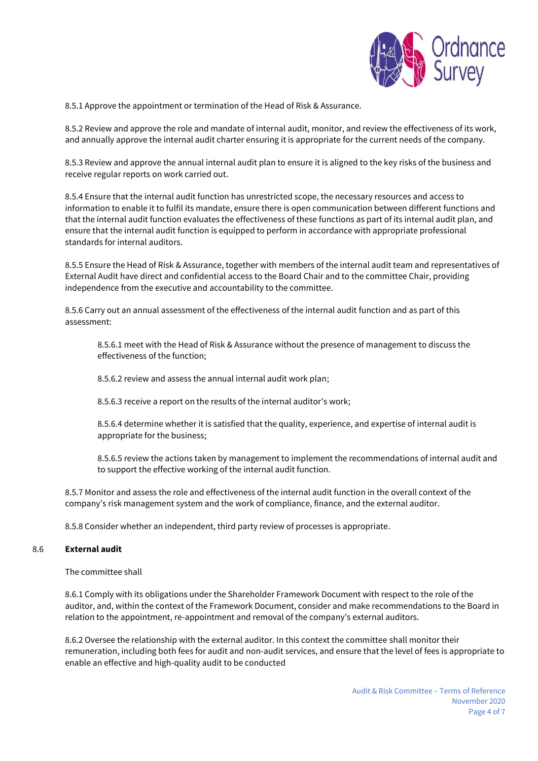8.5.1 Approve the appointment or termination of the Head of Risk & Assurance.

8.5.2 Review and approve the role and mandate of internal audit, monitor, and review the effectiveness of its work, and annually approve the internal audit charter ensuring it is appropriate for the current needs of the company.

8.5.3 Review and approve the annual internal audit plan to ensure it is aligned to the key risks of the business and receive regular reports on work carried out.

8.5.4 Ensure that the internal audit function has unrestricted scope, the necessary resources and access to information to enable it to fulfil its mandate, ensure there is open communication between different functions and that the internal audit function evaluates the effectiveness of these functions as part of its internal audit plan, and ensure that the internal audit function is equipped to perform in accordance with appropriate professional standards for internal auditors.

8.5.5 Ensure the Head of Risk & Assurance, together with members of the internal audit team and representatives of External Audit have direct and confidential access to the Board Chair and to the committee Chair, providing independence from the executive and accountability to the committee.

8.5.6 Carry out an annual assessment of the effectiveness of the internal audit function and as part of this assessment:

> 8.5.6.1 meet with the Head of Risk & Assurance without the presence of management to discuss the effectiveness of the function;
>
> 8.5.6.2 review and assess the annual internal audit work plan;
>
> 8.5.6.3 receive a report on the results of the internal auditor's work;
>
> 8.5.6.4 determine whether it is satisfied that the quality, experience, and expertise of internal audit is appropriate for the business;
>
> 8.5.6.5 review the actions taken by management to implement the recommendations of internal audit and to support the effective working of the internal audit function.

8.5.7 Monitor and assess the role and effectiveness of the internal audit function in the overall context of the company's risk management system and the work of compliance, finance, and the external auditor.

8.5.8 Consider whether an independent, third party review of processes is appropriate.

## 8.6 External audit

The committee shall

8.6.1 Comply with its obligations under the Shareholder Framework Document with respect to the role of the auditor, and, within the context of the Framework Document, consider and make recommendations to the Board in relation to the appointment, re-appointment and removal of the company's external auditors.

8.6.2 Oversee the relationship with the external auditor. In this context the committee shall monitor their remuneration, including both fees for audit and non-audit services, and ensure that the level of fees is appropriate to enable an effective and high-quality audit to be conducted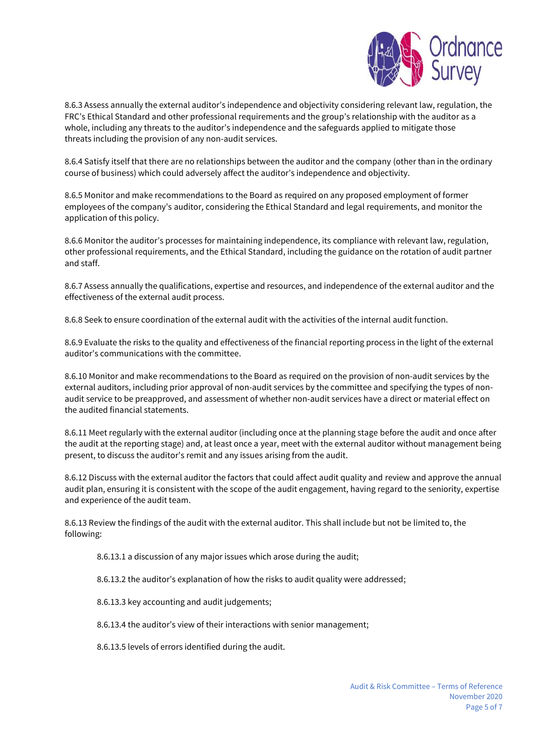8.6.3 Assess annually the external auditor's independence and objectivity considering relevant law, regulation, the FRC's Ethical Standard and other professional requirements and the group's relationship with the auditor as a whole, including any threats to the auditor's independence and the safeguards applied to mitigate those threats including the provision of any non-audit services.

8.6.4 Satisfy itself that there are no relationships between the auditor and the company (other than in the ordinary course of business) which could adversely affect the auditor's independence and objectivity.

8.6.5 Monitor and make recommendations to the Board as required on any proposed employment of former employees of the company's auditor, considering the Ethical Standard and legal requirements, and monitor the application of this policy.

8.6.6 Monitor the auditor's processes for maintaining independence, its compliance with relevant law, regulation, other professional requirements, and the Ethical Standard, including the guidance on the rotation of audit partner and staff.

8.6.7 Assess annually the qualifications, expertise and resources, and independence of the external auditor and the effectiveness of the external audit process.

8.6.8 Seek to ensure coordination of the external audit with the activities of the internal audit function.

8.6.9 Evaluate the risks to the quality and effectiveness of the financial reporting process in the light of the external auditor's communications with the committee.

8.6.10 Monitor and make recommendations to the Board as required on the provision of non-audit services by the external auditors, including prior approval of non-audit services by the committee and specifying the types of non-audit service to be preapproved, and assessment of whether non-audit services have a direct or material effect on the audited financial statements.

8.6.11 Meet regularly with the external auditor (including once at the planning stage before the audit and once after the audit at the reporting stage) and, at least once a year, meet with the external auditor without management being present, to discuss the auditor's remit and any issues arising from the audit.

8.6.12 Discuss with the external auditor the factors that could affect audit quality and review and approve the annual audit plan, ensuring it is consistent with the scope of the audit engagement, having regard to the seniority, expertise and experience of the audit team.

8.6.13 Review the findings of the audit with the external auditor. This shall include but not be limited to, the following:

> 8.6.13.1 a discussion of any major issues which arose during the audit;
>
> 8.6.13.2 the auditor's explanation of how the risks to audit quality were addressed;
>
> 8.6.13.3 key accounting and audit judgements;
>
> 8.6.13.4 the auditor's view of their interactions with senior management;
>
> 8.6.13.5 levels of errors identified during the audit.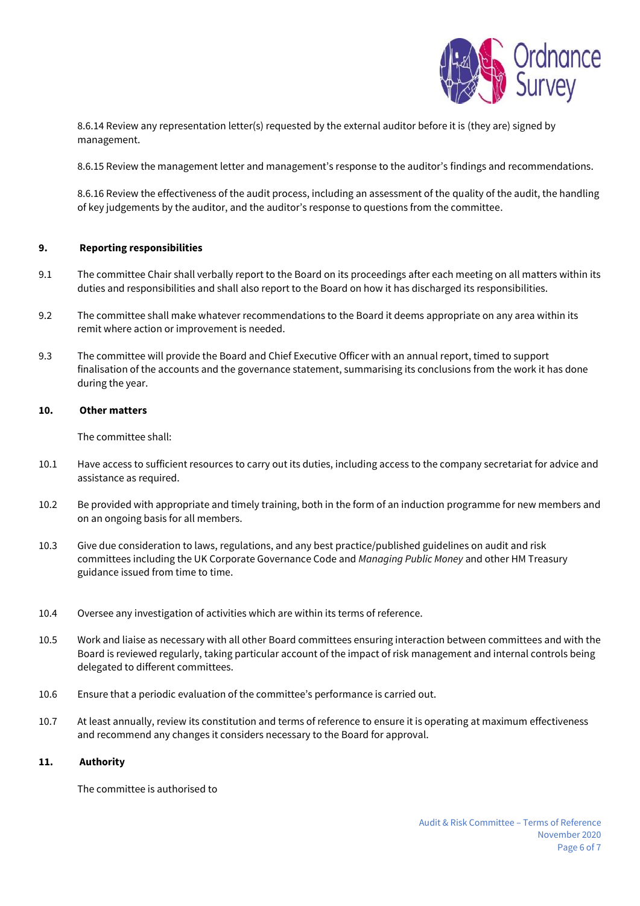8.6.14 Review any representation letter(s) requested by the external auditor before it is (they are) signed by management.

8.6.15 Review the management letter and management's response to the auditor's findings and recommendations.

8.6.16 Review the effectiveness of the audit process, including an assessment of the quality of the audit, the handling of key judgements by the auditor, and the auditor's response to questions from the committee.

## 9. Reporting responsibilities

9.1 The committee Chair shall verbally report to the Board on its proceedings after each meeting on all matters within its duties and responsibilities and shall also report to the Board on how it has discharged its responsibilities.

9.2 The committee shall make whatever recommendations to the Board it deems appropriate on any area within its remit where action or improvement is needed.

9.3 The committee will provide the Board and Chief Executive Officer with an annual report, timed to support finalisation of the accounts and the governance statement, summarising its conclusions from the work it has done during the year.

## 10. Other matters

The committee shall:

10.1 Have access to sufficient resources to carry out its duties, including access to the company secretariat for advice and assistance as required.

10.2 Be provided with appropriate and timely training, both in the form of an induction programme for new members and on an ongoing basis for all members.

10.3 Give due consideration to laws, regulations, and any best practice/published guidelines on audit and risk committees including the UK Corporate Governance Code and *Managing Public Money* and other HM Treasury guidance issued from time to time.

10.4 Oversee any investigation of activities which are within its terms of reference.

10.5 Work and liaise as necessary with all other Board committees ensuring interaction between committees and with the Board is reviewed regularly, taking particular account of the impact of risk management and internal controls being delegated to different committees.

10.6 Ensure that a periodic evaluation of the committee's performance is carried out.

10.7 At least annually, review its constitution and terms of reference to ensure it is operating at maximum effectiveness and recommend any changes it considers necessary to the Board for approval.

## 11. Authority

The committee is authorised to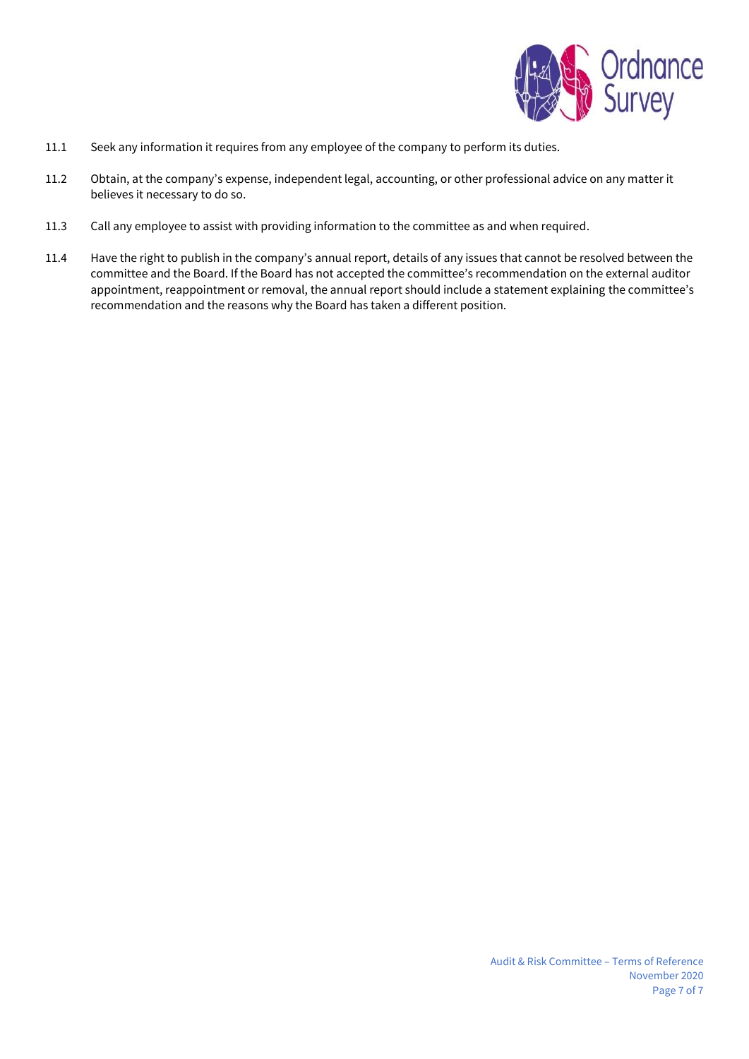11.1 Seek any information it requires from any employee of the company to perform its duties.

11.2 Obtain, at the company's expense, independent legal, accounting, or other professional advice on any matter it believes it necessary to do so.

11.3 Call any employee to assist with providing information to the committee as and when required.

11.4 Have the right to publish in the company's annual report, details of any issues that cannot be resolved between the committee and the Board. If the Board has not accepted the committee's recommendation on the external auditor appointment, reappointment or removal, the annual report should include a statement explaining the committee's recommendation and the reasons why the Board has taken a different position.